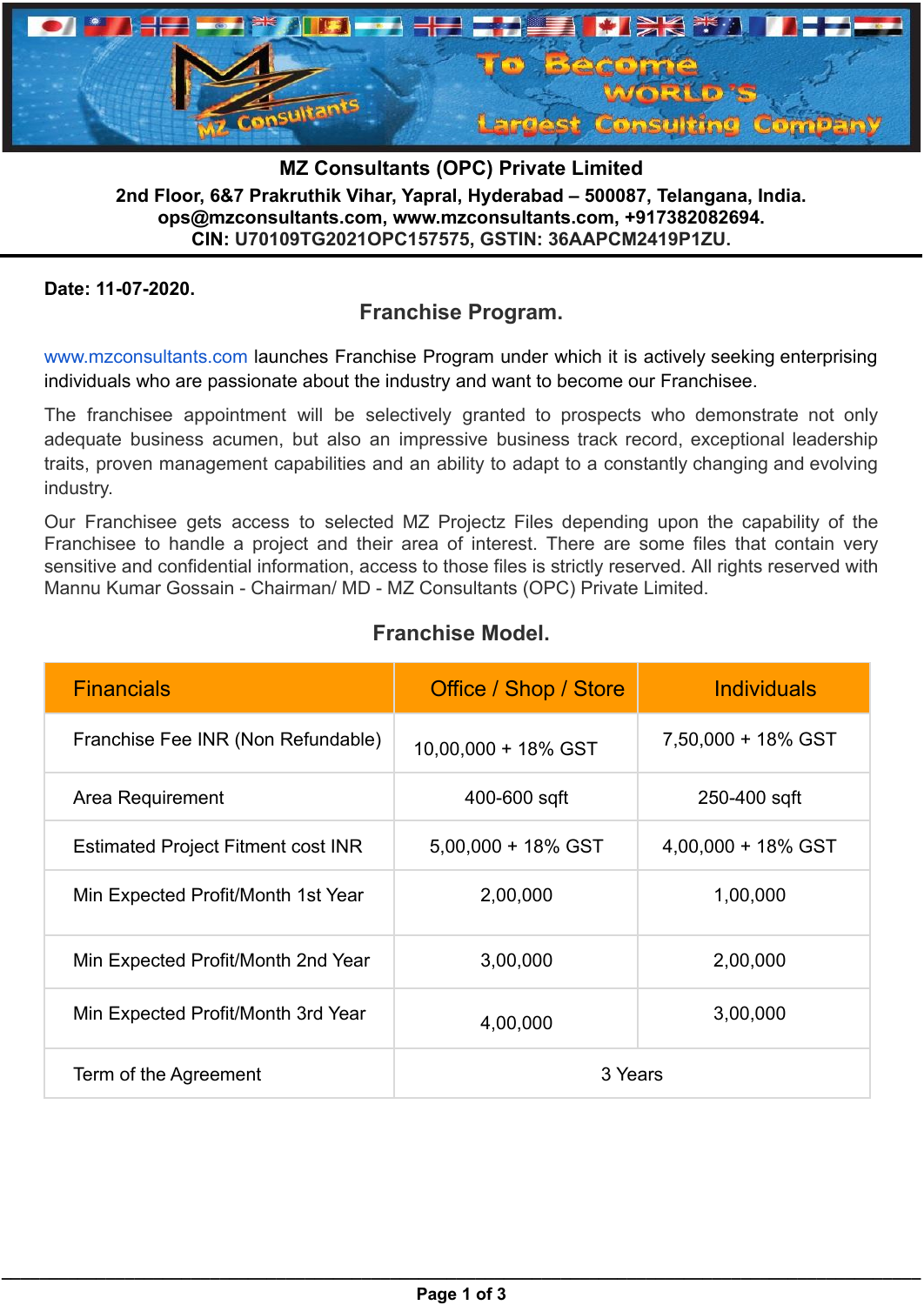**MZ Consultants (OPC) Private Limited**

**2nd Floor, 6&7 Prakruthik Vihar, Yapral, Hyderabad – 500087, Telangana, India.**
**ops@mzconsultants.com, www.mzconsultants.com, +917382082694.**
**CIN: U70109TG2021OPC157575, GSTIN: 36AAPCM2419P1ZU.**

---

**Date: 11-07-2020.**

## Franchise Program.

www.mzconsultants.com launches Franchise Program under which it is actively seeking enterprising individuals who are passionate about the industry and want to become our Franchisee.

The franchisee appointment will be selectively granted to prospects who demonstrate not only adequate business acumen, but also an impressive business track record, exceptional leadership traits, proven management capabilities and an ability to adapt to a constantly changing and evolving industry.

Our Franchisee gets access to selected MZ Projectz Files depending upon the capability of the Franchisee to handle a project and their area of interest. There are some files that contain very sensitive and confidential information, access to those files is strictly reserved. All rights reserved with Mannu Kumar Gossain - Chairman/ MD - MZ Consultants (OPC) Private Limited.

## Franchise Model.

| Financials | Office / Shop / Store | Individuals |
|---|---|---|
| Franchise Fee INR (Non Refundable) | 10,00,000 + 18% GST | 7,50,000 + 18% GST |
| Area Requirement | 400-600 sqft | 250-400 sqft |
| Estimated Project Fitment cost INR | 5,00,000 + 18% GST | 4,00,000 + 18% GST |
| Min Expected Profit/Month 1st Year | 2,00,000 | 1,00,000 |
| Min Expected Profit/Month 2nd Year | 3,00,000 | 2,00,000 |
| Min Expected Profit/Month 3rd Year | 4,00,000 | 3,00,000 |
| Term of the Agreement | 3 Years | |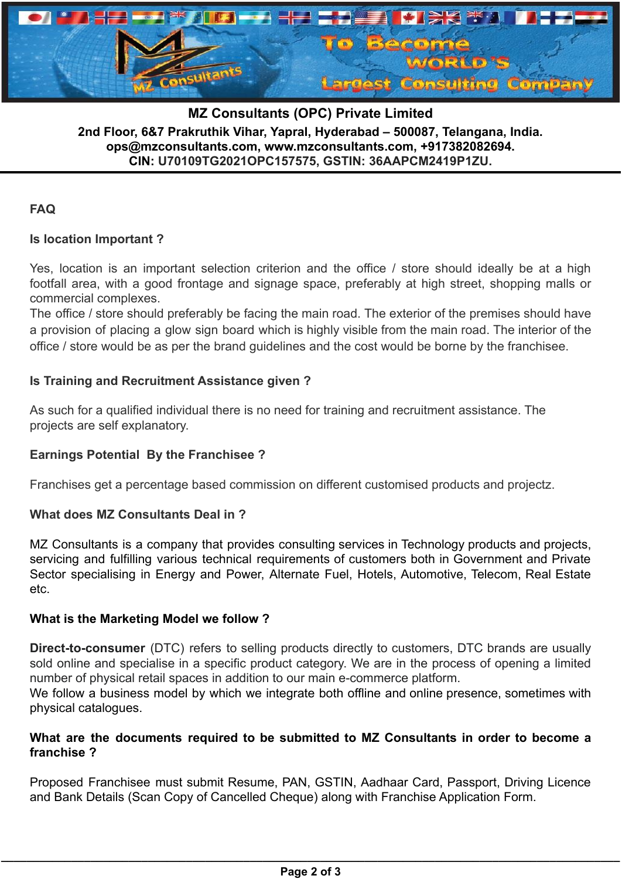**MZ Consultants (OPC) Private Limited**

**2nd Floor, 6&7 Prakruthik Vihar, Yapral, Hyderabad – 500087, Telangana, India.**
**ops@mzconsultants.com, www.mzconsultants.com, +917382082694.**
**CIN: U70109TG2021OPC157575, GSTIN: 36AAPCM2419P1ZU.**

## FAQ

### Is location Important ?

Yes, location is an important selection criterion and the office / store should ideally be at a high footfall area, with a good frontage and signage space, preferably at high street, shopping malls or commercial complexes.
The office / store should preferably be facing the main road. The exterior of the premises should have a provision of placing a glow sign board which is highly visible from the main road. The interior of the office / store would be as per the brand guidelines and the cost would be borne by the franchisee.

### Is Training and Recruitment Assistance given ?

As such for a qualified individual there is no need for training and recruitment assistance. The projects are self explanatory.

### Earnings Potential By the Franchisee ?

Franchises get a percentage based commission on different customised products and projectz.

### What does MZ Consultants Deal in ?

MZ Consultants is a company that provides consulting services in Technology products and projects, servicing and fulfilling various technical requirements of customers both in Government and Private Sector specialising in Energy and Power, Alternate Fuel, Hotels, Automotive, Telecom, Real Estate etc.

### What is the Marketing Model we follow ?

**Direct-to-consumer** (DTC) refers to selling products directly to customers, DTC brands are usually sold online and specialise in a specific product category. We are in the process of opening a limited number of physical retail spaces in addition to our main e-commerce platform.
We follow a business model by which we integrate both offline and online presence, sometimes with physical catalogues.

### What are the documents required to be submitted to MZ Consultants in order to become a franchise ?

Proposed Franchisee must submit Resume, PAN, GSTIN, Aadhaar Card, Passport, Driving Licence and Bank Details (Scan Copy of Cancelled Cheque) along with Franchise Application Form.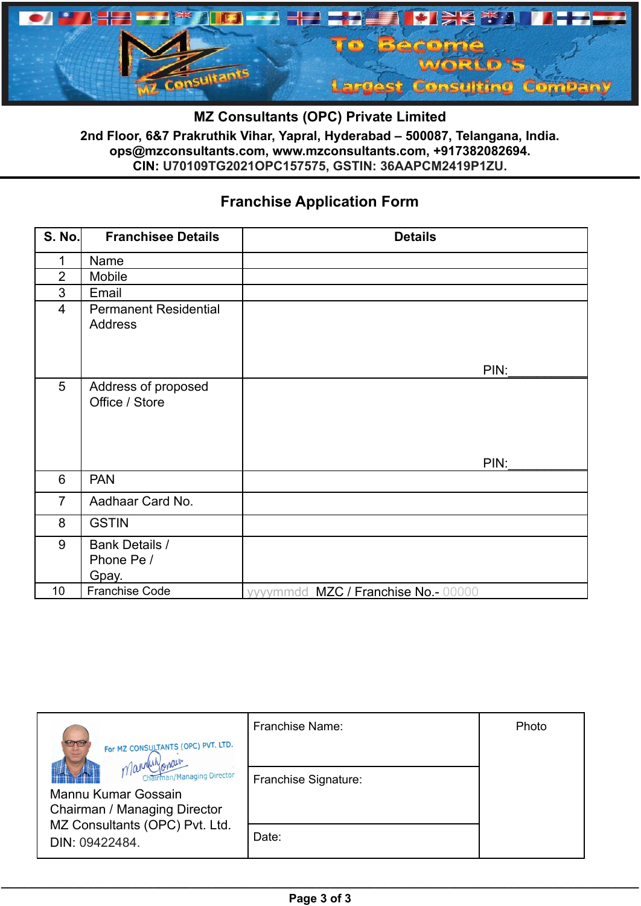**MZ Consultants (OPC) Private Limited**

**2nd Floor, 6&7 Prakruthik Vihar, Yapral, Hyderabad – 500087, Telangana, India.**
**ops@mzconsultants.com, www.mzconsultants.com, +917382082694.**
**CIN: U70109TG2021OPC157575, GSTIN: 36AAPCM2419P1ZU.**

## Franchise Application Form

| S. No. | Franchisee Details | Details |
|---|---|---|
| 1 | Name | |
| 2 | Mobile | |
| 3 | Email | |
| 4 | Permanent Residential Address | PIN:__________ |
| 5 | Address of proposed Office / Store | PIN:__________ |
| 6 | PAN | |
| 7 | Aadhaar Card No. | |
| 8 | GSTIN | |
| 9 | Bank Details / Phone Pe / Gpay. | |
| 10 | Franchise Code | yyyymmdd MZC / Franchise No.- 00000 |

| | | |
|---|---|---|
| For MZ CONSULTANTS (OPC) PVT. LTD. Chairman/Managing Director<br>Mannu Kumar Gossain<br>Chairman / Managing Director<br>MZ Consultants (OPC) Pvt. Ltd.<br>DIN: 09422484. | Franchise Name:<br><br>Franchise Signature:<br><br>Date: | Photo |